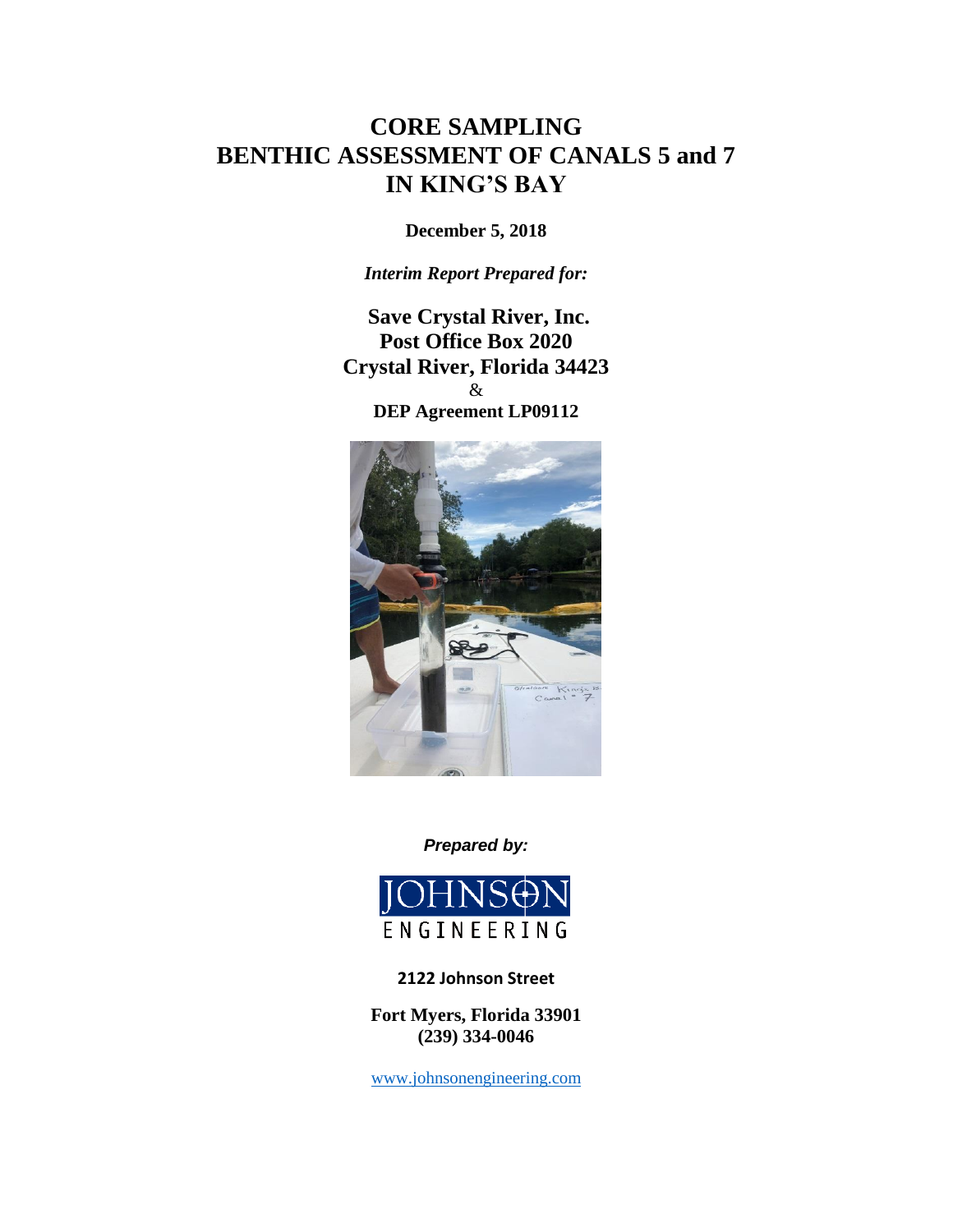# CORE SAMPLING
# BENTHIC ASSESSMENT OF CANALS 5 and 7
# IN KING'S BAY

**December 5, 2018**

***Interim Report Prepared for:***

**Save Crystal River, Inc.**
**Post Office Box 2020**
**Crystal River, Florida 34423**
&
**DEP Agreement LP09112**

***Prepared by:***

JOHNSON
ENGINEERING

**2122 Johnson Street**

**Fort Myers, Florida 33901**
**(239) 334-0046**

www.johnsonengineering.com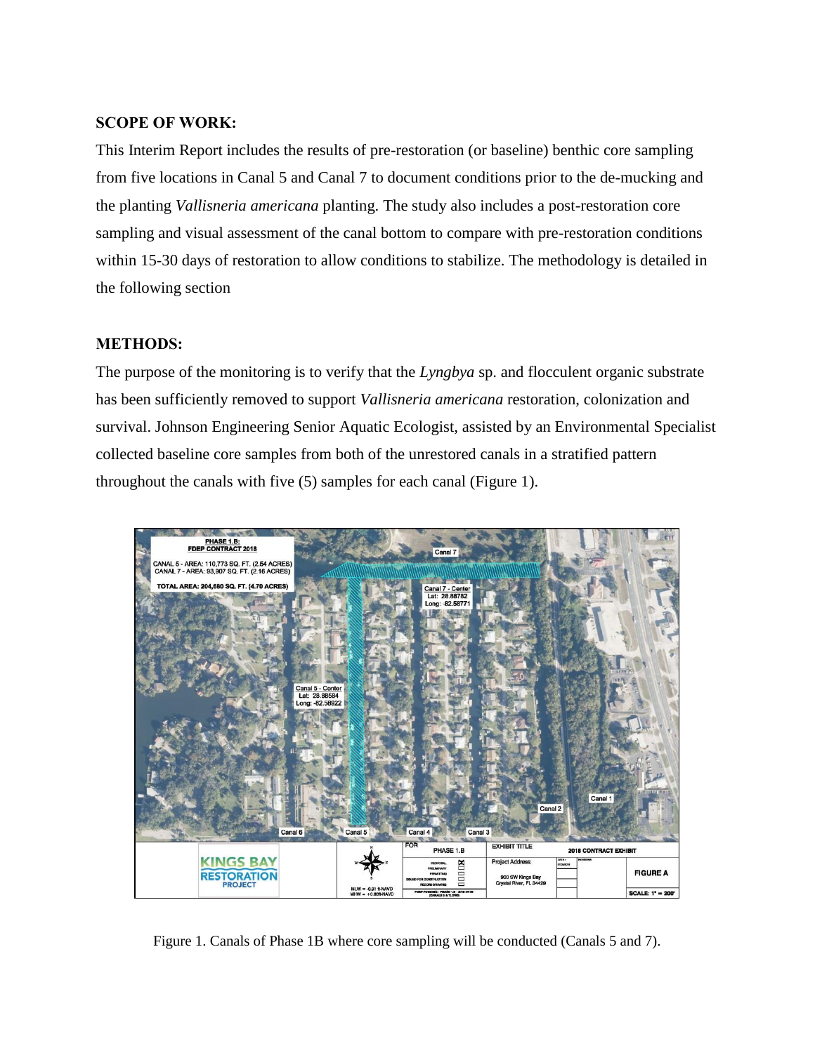## SCOPE OF WORK:

This Interim Report includes the results of pre-restoration (or baseline) benthic core sampling from five locations in Canal 5 and Canal 7 to document conditions prior to the de-mucking and the planting *Vallisneria americana* planting. The study also includes a post-restoration core sampling and visual assessment of the canal bottom to compare with pre-restoration conditions within 15-30 days of restoration to allow conditions to stabilize. The methodology is detailed in the following section

## METHODS:

The purpose of the monitoring is to verify that the *Lyngbya* sp. and flocculent organic substrate has been sufficiently removed to support *Vallisneria americana* restoration, colonization and survival. Johnson Engineering Senior Aquatic Ecologist, assisted by an Environmental Specialist collected baseline core samples from both of the unrestored canals in a stratified pattern throughout the canals with five (5) samples for each canal (Figure 1).

Figure 1. Canals of Phase 1B where core sampling will be conducted (Canals 5 and 7).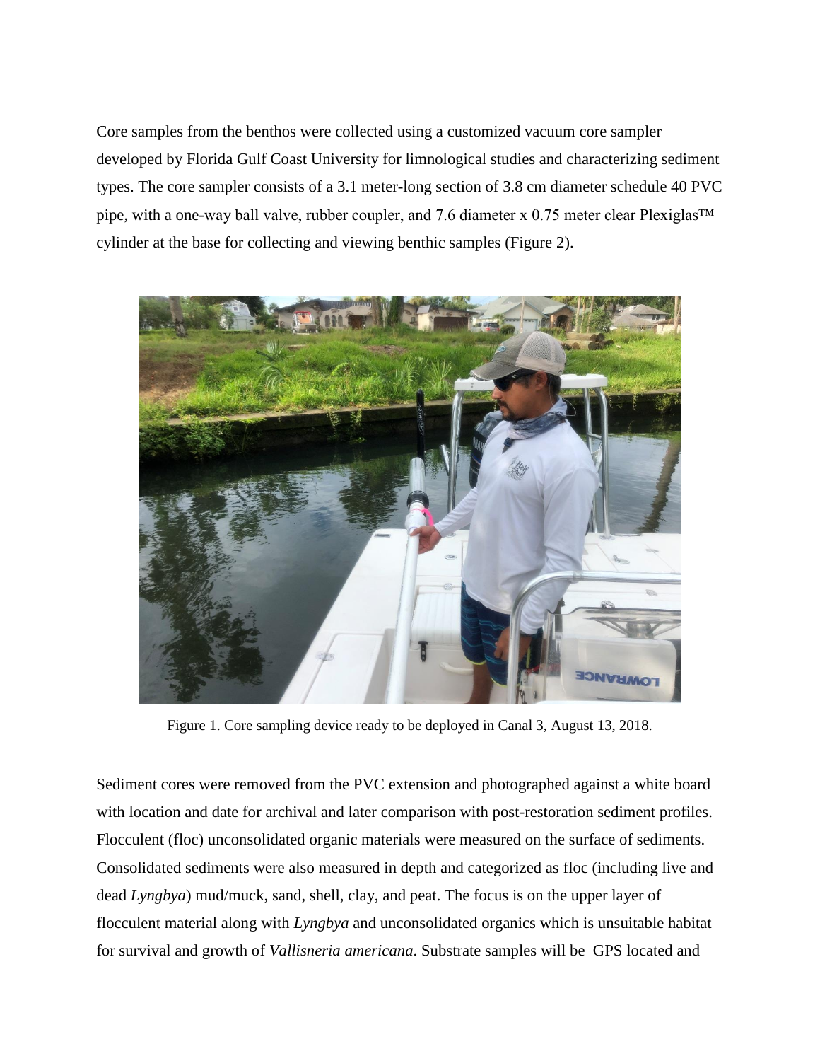Core samples from the benthos were collected using a customized vacuum core sampler developed by Florida Gulf Coast University for limnological studies and characterizing sediment types. The core sampler consists of a 3.1 meter-long section of 3.8 cm diameter schedule 40 PVC pipe, with a one-way ball valve, rubber coupler, and 7.6 diameter x 0.75 meter clear Plexiglas™ cylinder at the base for collecting and viewing benthic samples (Figure 2).

Figure 1. Core sampling device ready to be deployed in Canal 3, August 13, 2018.

Sediment cores were removed from the PVC extension and photographed against a white board with location and date for archival and later comparison with post-restoration sediment profiles. Flocculent (floc) unconsolidated organic materials were measured on the surface of sediments. Consolidated sediments were also measured in depth and categorized as floc (including live and dead *Lyngbya*) mud/muck, sand, shell, clay, and peat. The focus is on the upper layer of flocculent material along with *Lyngbya* and unconsolidated organics which is unsuitable habitat for survival and growth of *Vallisneria americana*. Substrate samples will be GPS located and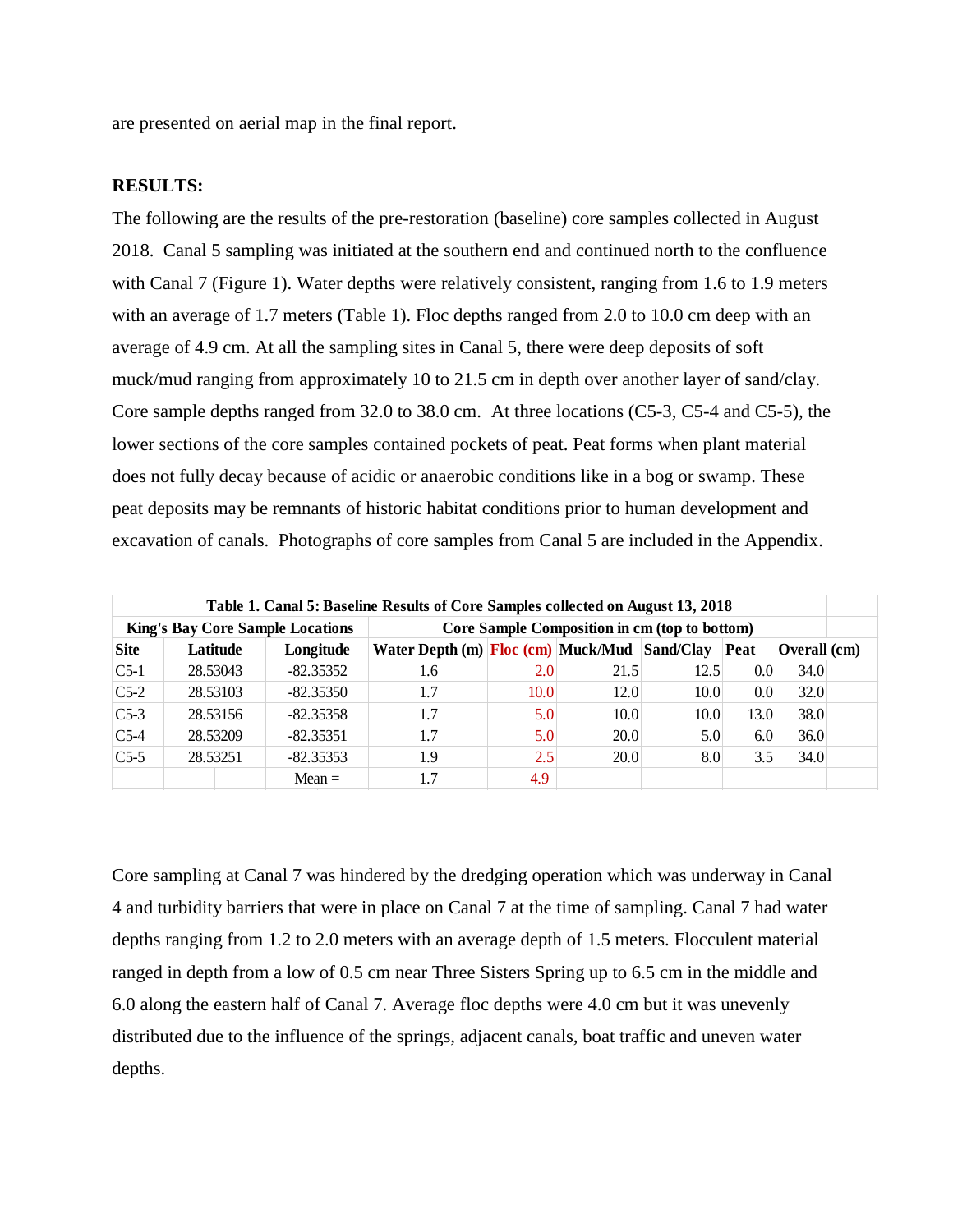are presented on aerial map in the final report.

**RESULTS:**

The following are the results of the pre-restoration (baseline) core samples collected in August 2018. Canal 5 sampling was initiated at the southern end and continued north to the confluence with Canal 7 (Figure 1). Water depths were relatively consistent, ranging from 1.6 to 1.9 meters with an average of 1.7 meters (Table 1). Floc depths ranged from 2.0 to 10.0 cm deep with an average of 4.9 cm. At all the sampling sites in Canal 5, there were deep deposits of soft muck/mud ranging from approximately 10 to 21.5 cm in depth over another layer of sand/clay. Core sample depths ranged from 32.0 to 38.0 cm. At three locations (C5-3, C5-4 and C5-5), the lower sections of the core samples contained pockets of peat. Peat forms when plant material does not fully decay because of acidic or anaerobic conditions like in a bog or swamp. These peat deposits may be remnants of historic habitat conditions prior to human development and excavation of canals. Photographs of core samples from Canal 5 are included in the Appendix.

| **Table 1. Canal 5: Baseline Results of Core Samples collected on August 13, 2018** | | | | | | | | |
|---|---|---|---|---|---|---|---|---|
| **King's Bay Core Sample Locations** | | | **Core Sample Composition in cm (top to bottom)** | | | | | |
| **Site** | **Latitude** | **Longitude** | **Water Depth (m)** | **Floc (cm)** | **Muck/Mud** | **Sand/Clay** | **Peat** | **Overall (cm)** |
| C5-1 | 28.53043 | -82.35352 | 1.6 | 2.0 | 21.5 | 12.5 | 0.0 | 34.0 |
| C5-2 | 28.53103 | -82.35350 | 1.7 | 10.0 | 12.0 | 10.0 | 0.0 | 32.0 |
| C5-3 | 28.53156 | -82.35358 | 1.7 | 5.0 | 10.0 | 10.0 | 13.0 | 38.0 |
| C5-4 | 28.53209 | -82.35351 | 1.7 | 5.0 | 20.0 | 5.0 | 6.0 | 36.0 |
| C5-5 | 28.53251 | -82.35353 | 1.9 | 2.5 | 20.0 | 8.0 | 3.5 | 34.0 |
| | | Mean = | 1.7 | 4.9 | | | | |

Core sampling at Canal 7 was hindered by the dredging operation which was underway in Canal 4 and turbidity barriers that were in place on Canal 7 at the time of sampling. Canal 7 had water depths ranging from 1.2 to 2.0 meters with an average depth of 1.5 meters. Flocculent material ranged in depth from a low of 0.5 cm near Three Sisters Spring up to 6.5 cm in the middle and 6.0 along the eastern half of Canal 7. Average floc depths were 4.0 cm but it was unevenly distributed due to the influence of the springs, adjacent canals, boat traffic and uneven water depths.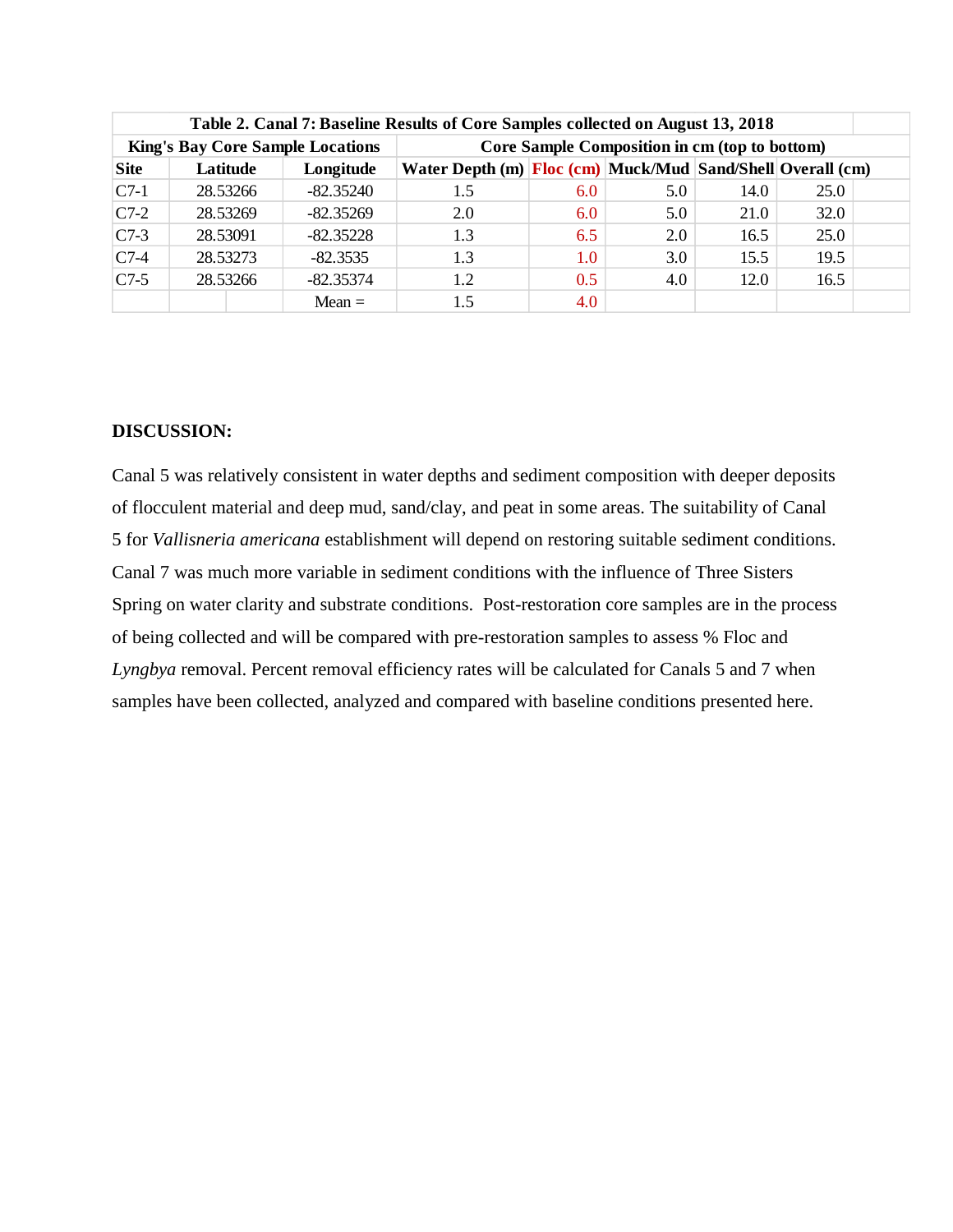| Table 2. Canal 7: Baseline Results of Core Samples collected on August 13, 2018 | | | | | | | |
|---|---|---|---|---|---|---|---|
| King's Bay Core Sample Locations | | | Core Sample Composition in cm (top to bottom) | | | | |
| **Site** | **Latitude** | **Longitude** | **Water Depth (m)** | **Floc (cm)** | **Muck/Mud** | **Sand/Shell** | **Overall (cm)** |
| C7-1 | 28.53266 | -82.35240 | 1.5 | 6.0 | 5.0 | 14.0 | 25.0 |
| C7-2 | 28.53269 | -82.35269 | 2.0 | 6.0 | 5.0 | 21.0 | 32.0 |
| C7-3 | 28.53091 | -82.35228 | 1.3 | 6.5 | 2.0 | 16.5 | 25.0 |
| C7-4 | 28.53273 | -82.3535 | 1.3 | 1.0 | 3.0 | 15.5 | 19.5 |
| C7-5 | 28.53266 | -82.35374 | 1.2 | 0.5 | 4.0 | 12.0 | 16.5 |
| | | Mean = | 1.5 | 4.0 | | | |

**DISCUSSION:**

Canal 5 was relatively consistent in water depths and sediment composition with deeper deposits of flocculent material and deep mud, sand/clay, and peat in some areas. The suitability of Canal 5 for *Vallisneria americana* establishment will depend on restoring suitable sediment conditions. Canal 7 was much more variable in sediment conditions with the influence of Three Sisters Spring on water clarity and substrate conditions. Post-restoration core samples are in the process of being collected and will be compared with pre-restoration samples to assess % Floc and *Lyngbya* removal. Percent removal efficiency rates will be calculated for Canals 5 and 7 when samples have been collected, analyzed and compared with baseline conditions presented here.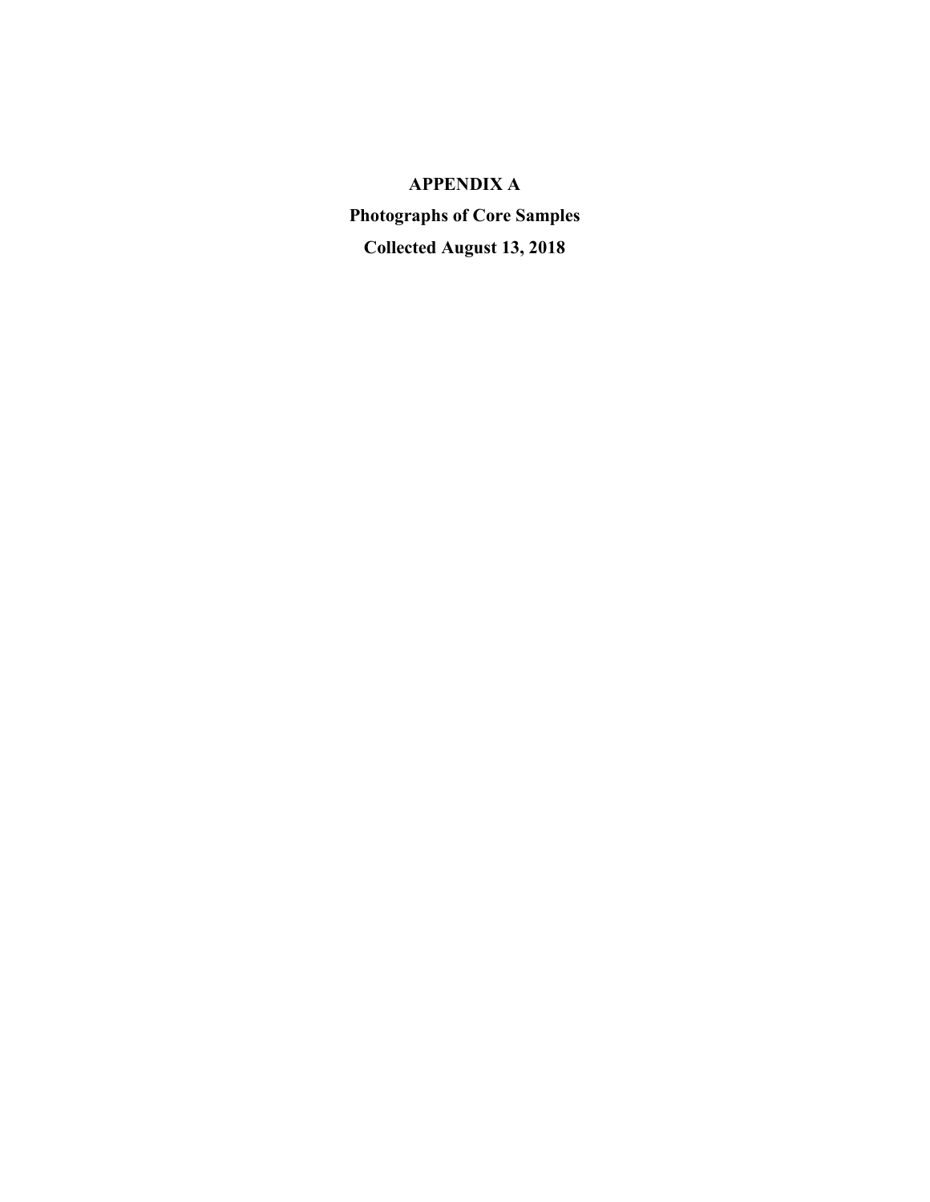# APPENDIX A

## Photographs of Core Samples

## Collected August 13, 2018